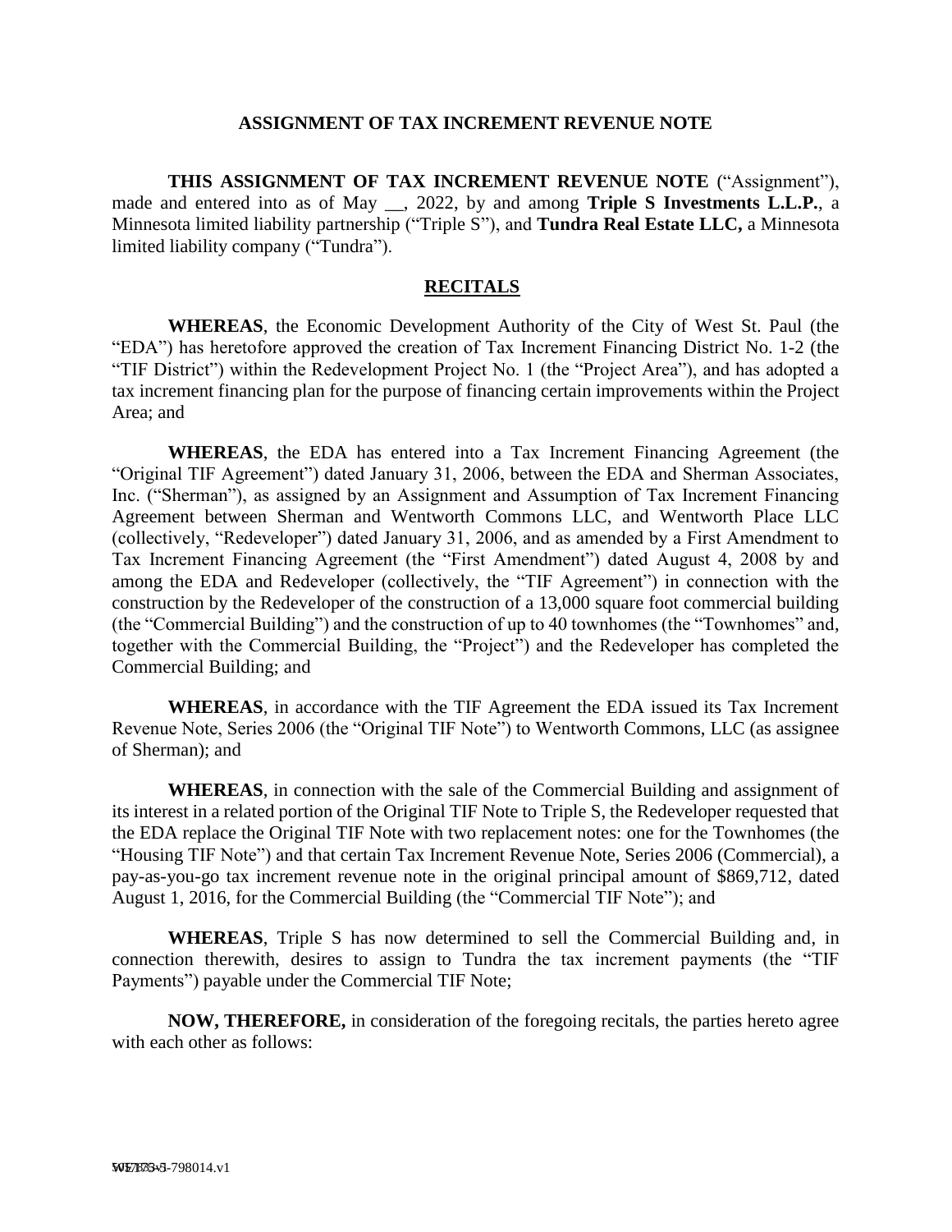## ASSIGNMENT OF TAX INCREMENT REVENUE NOTE

**THIS ASSIGNMENT OF TAX INCREMENT REVENUE NOTE** ("Assignment"), made and entered into as of May __, 2022, by and among **Triple S Investments L.L.P.**, a Minnesota limited liability partnership ("Triple S"), and **Tundra Real Estate LLC,** a Minnesota limited liability company ("Tundra").

## RECITALS

**WHEREAS**, the Economic Development Authority of the City of West St. Paul (the "EDA") has heretofore approved the creation of Tax Increment Financing District No. 1-2 (the "TIF District") within the Redevelopment Project No. 1 (the "Project Area"), and has adopted a tax increment financing plan for the purpose of financing certain improvements within the Project Area; and

**WHEREAS**, the EDA has entered into a Tax Increment Financing Agreement (the "Original TIF Agreement") dated January 31, 2006, between the EDA and Sherman Associates, Inc. ("Sherman"), as assigned by an Assignment and Assumption of Tax Increment Financing Agreement between Sherman and Wentworth Commons LLC, and Wentworth Place LLC (collectively, "Redeveloper") dated January 31, 2006, and as amended by a First Amendment to Tax Increment Financing Agreement (the "First Amendment") dated August 4, 2008 by and among the EDA and Redeveloper (collectively, the "TIF Agreement") in connection with the construction by the Redeveloper of the construction of a 13,000 square foot commercial building (the "Commercial Building") and the construction of up to 40 townhomes (the "Townhomes" and, together with the Commercial Building, the "Project") and the Redeveloper has completed the Commercial Building; and

**WHEREAS**, in accordance with the TIF Agreement the EDA issued its Tax Increment Revenue Note, Series 2006 (the "Original TIF Note") to Wentworth Commons, LLC (as assignee of Sherman); and

**WHEREAS**, in connection with the sale of the Commercial Building and assignment of its interest in a related portion of the Original TIF Note to Triple S, the Redeveloper requested that the EDA replace the Original TIF Note with two replacement notes: one for the Townhomes (the "Housing TIF Note") and that certain Tax Increment Revenue Note, Series 2006 (Commercial), a pay-as-you-go tax increment revenue note in the original principal amount of $869,712, dated August 1, 2016, for the Commercial Building (the "Commercial TIF Note"); and

**WHEREAS**, Triple S has now determined to sell the Commercial Building and, in connection therewith, desires to assign to Tundra the tax increment payments (the "TIF Payments") payable under the Commercial TIF Note;

**NOW, THEREFORE,** in consideration of the foregoing recitals, the parties hereto agree with each other as follows: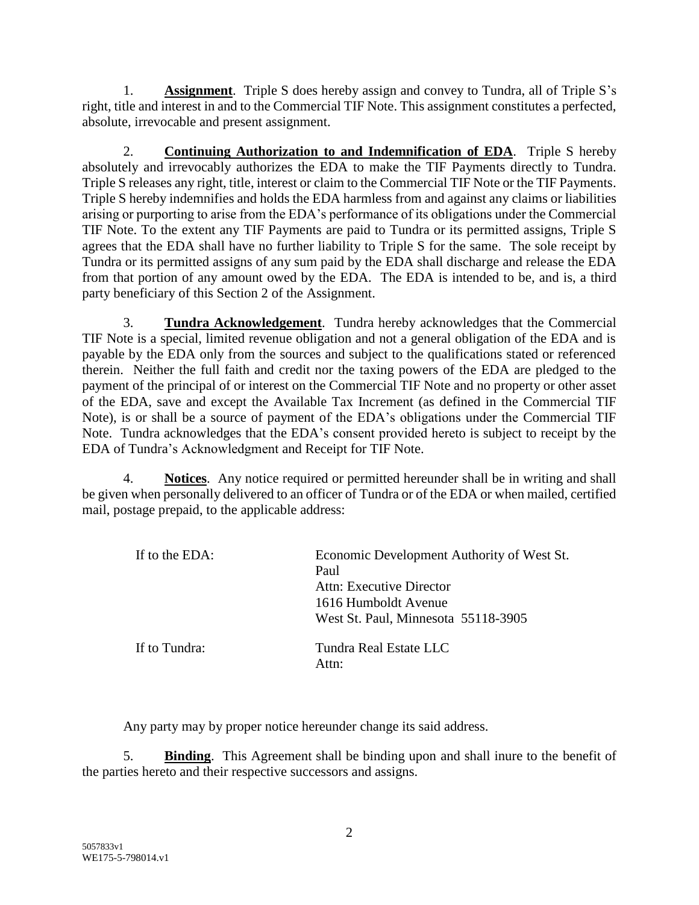1. **Assignment**. Triple S does hereby assign and convey to Tundra, all of Triple S's right, title and interest in and to the Commercial TIF Note. This assignment constitutes a perfected, absolute, irrevocable and present assignment.

2. **Continuing Authorization to and Indemnification of EDA**. Triple S hereby absolutely and irrevocably authorizes the EDA to make the TIF Payments directly to Tundra. Triple S releases any right, title, interest or claim to the Commercial TIF Note or the TIF Payments. Triple S hereby indemnifies and holds the EDA harmless from and against any claims or liabilities arising or purporting to arise from the EDA's performance of its obligations under the Commercial TIF Note. To the extent any TIF Payments are paid to Tundra or its permitted assigns, Triple S agrees that the EDA shall have no further liability to Triple S for the same. The sole receipt by Tundra or its permitted assigns of any sum paid by the EDA shall discharge and release the EDA from that portion of any amount owed by the EDA. The EDA is intended to be, and is, a third party beneficiary of this Section 2 of the Assignment.

3. **Tundra Acknowledgement**. Tundra hereby acknowledges that the Commercial TIF Note is a special, limited revenue obligation and not a general obligation of the EDA and is payable by the EDA only from the sources and subject to the qualifications stated or referenced therein. Neither the full faith and credit nor the taxing powers of the EDA are pledged to the payment of the principal of or interest on the Commercial TIF Note and no property or other asset of the EDA, save and except the Available Tax Increment (as defined in the Commercial TIF Note), is or shall be a source of payment of the EDA's obligations under the Commercial TIF Note. Tundra acknowledges that the EDA's consent provided hereto is subject to receipt by the EDA of Tundra's Acknowledgment and Receipt for TIF Note.

4. **Notices**. Any notice required or permitted hereunder shall be in writing and shall be given when personally delivered to an officer of Tundra or of the EDA or when mailed, certified mail, postage prepaid, to the applicable address:

If to the EDA:

Economic Development Authority of West St. Paul
Attn: Executive Director
1616 Humboldt Avenue
West St. Paul, Minnesota 55118-3905

If to Tundra:

Tundra Real Estate LLC
Attn:

Any party may by proper notice hereunder change its said address.

5. **Binding**. This Agreement shall be binding upon and shall inure to the benefit of the parties hereto and their respective successors and assigns.

5057833v1
WE175-5-798014.v1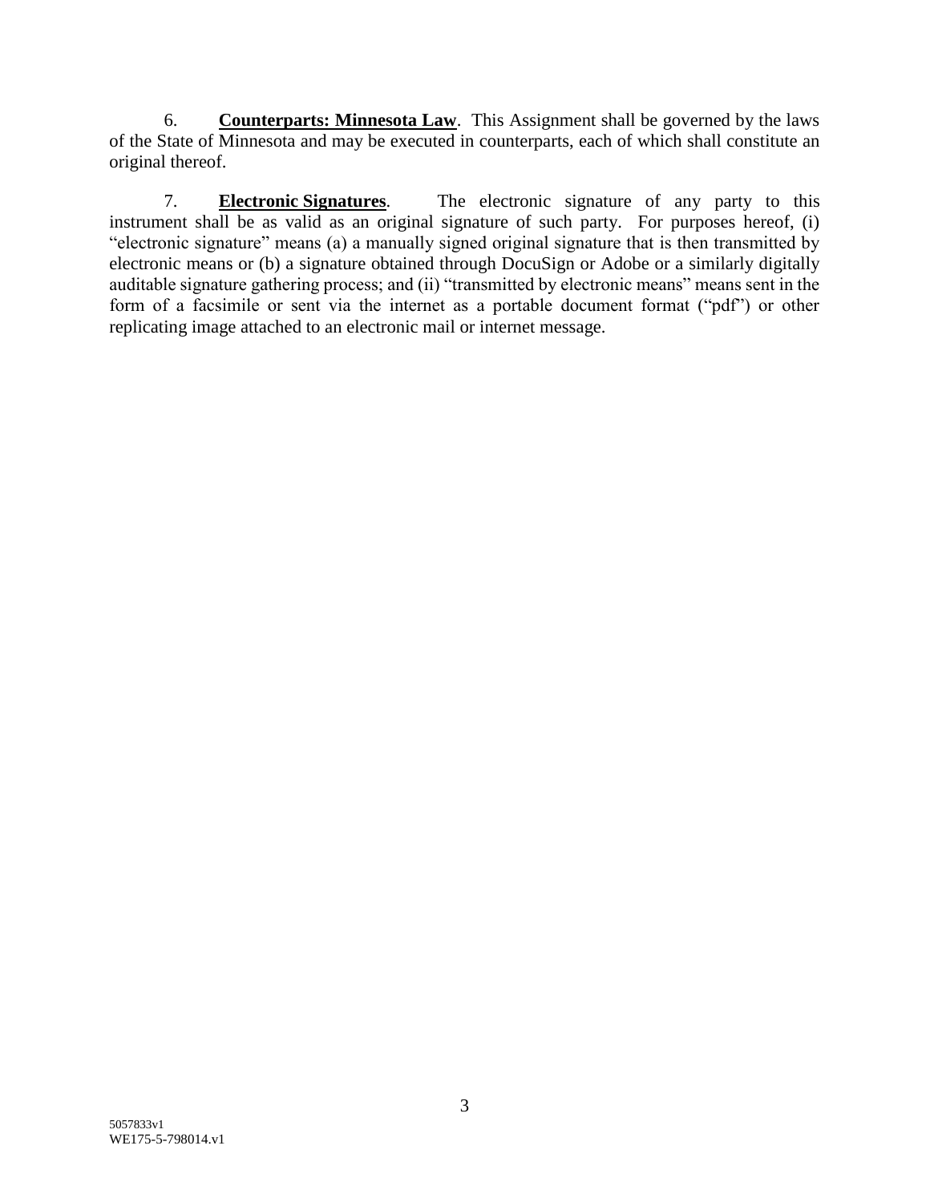6. **Counterparts: Minnesota Law**. This Assignment shall be governed by the laws of the State of Minnesota and may be executed in counterparts, each of which shall constitute an original thereof.

7. **Electronic Signatures**. The electronic signature of any party to this instrument shall be as valid as an original signature of such party. For purposes hereof, (i) "electronic signature" means (a) a manually signed original signature that is then transmitted by electronic means or (b) a signature obtained through DocuSign or Adobe or a similarly digitally auditable signature gathering process; and (ii) "transmitted by electronic means" means sent in the form of a facsimile or sent via the internet as a portable document format ("pdf") or other replicating image attached to an electronic mail or internet message.

5057833v1
WE175-5-798014.v1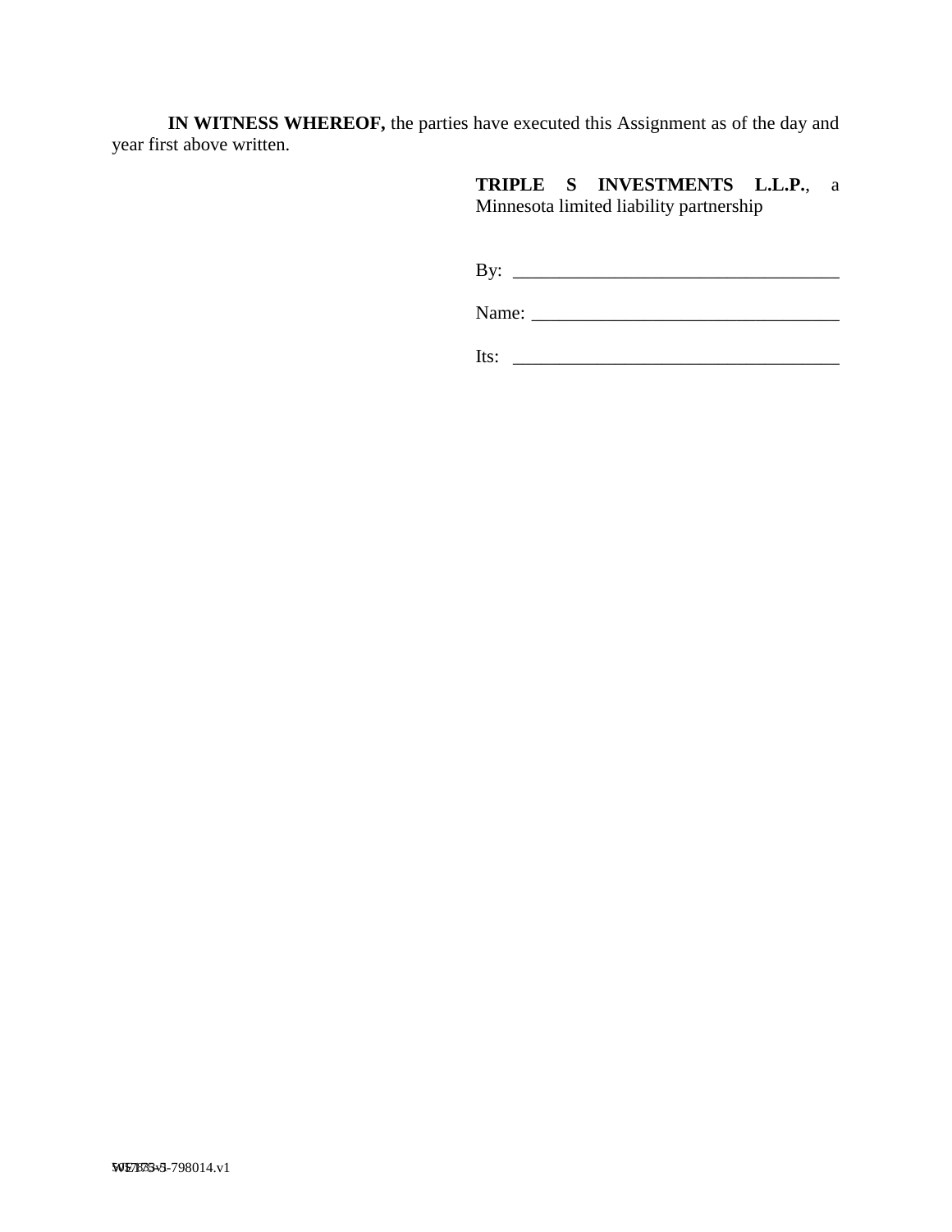**IN WITNESS WHEREOF,** the parties have executed this Assignment as of the day and year first above written.

**TRIPLE S INVESTMENTS L.L.P.**, a Minnesota limited liability partnership

By: ___________________________________

Name: _________________________________

Its: ___________________________________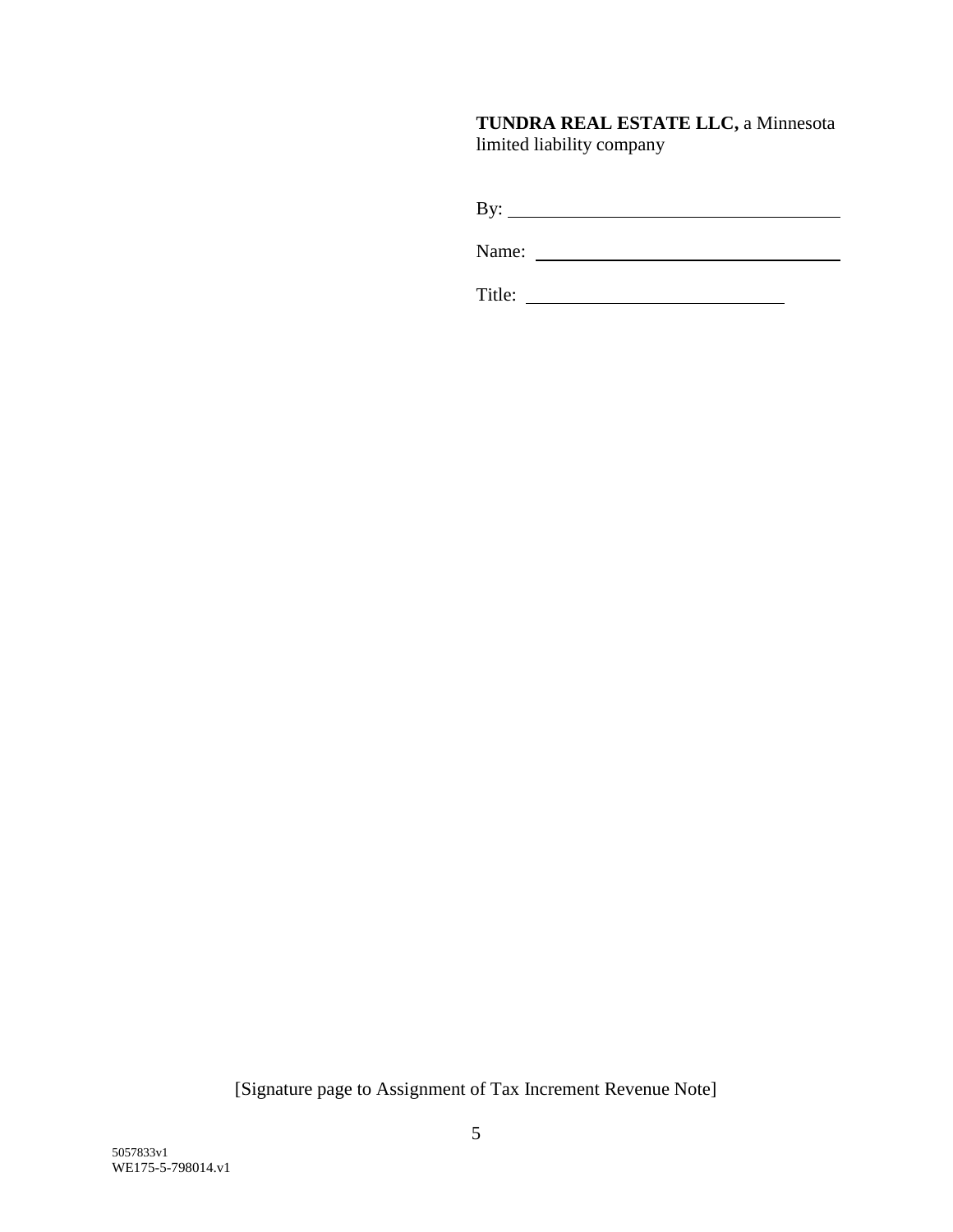**TUNDRA REAL ESTATE LLC,** a Minnesota limited liability company

By: ____________________________________

Name: __________________________________

Title: ____________________________

[Signature page to Assignment of Tax Increment Revenue Note]

5057833v1
WE175-5-798014.v1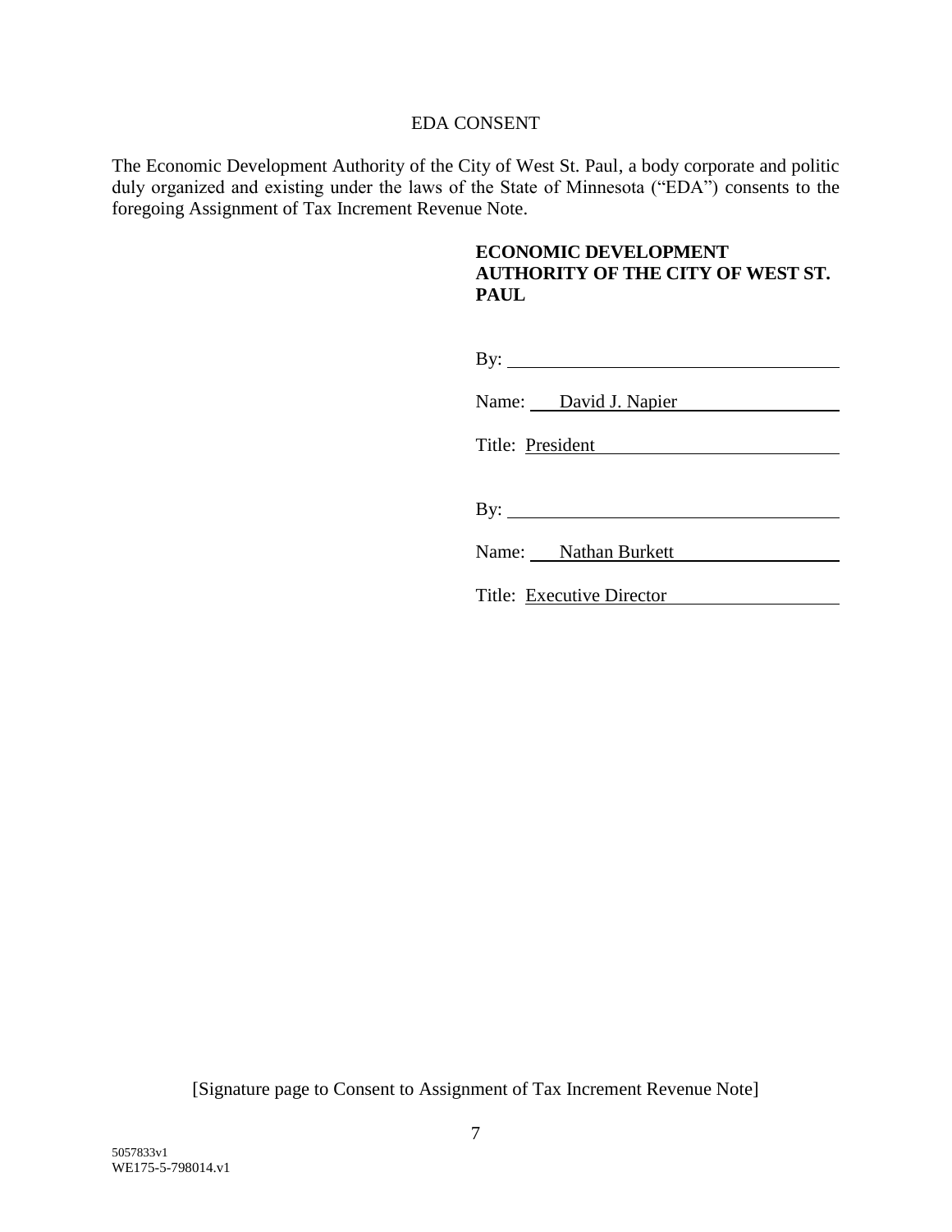EDA CONSENT

The Economic Development Authority of the City of West St. Paul, a body corporate and politic duly organized and existing under the laws of the State of Minnesota ("EDA") consents to the foregoing Assignment of Tax Increment Revenue Note.

**ECONOMIC DEVELOPMENT AUTHORITY OF THE CITY OF WEST ST. PAUL**

By: ___________________________________

Name: David J. Napier

Title: President

By: ___________________________________

Name: Nathan Burkett

Title: Executive Director

[Signature page to Consent to Assignment of Tax Increment Revenue Note]

5057833v1
WE175-5-798014.v1